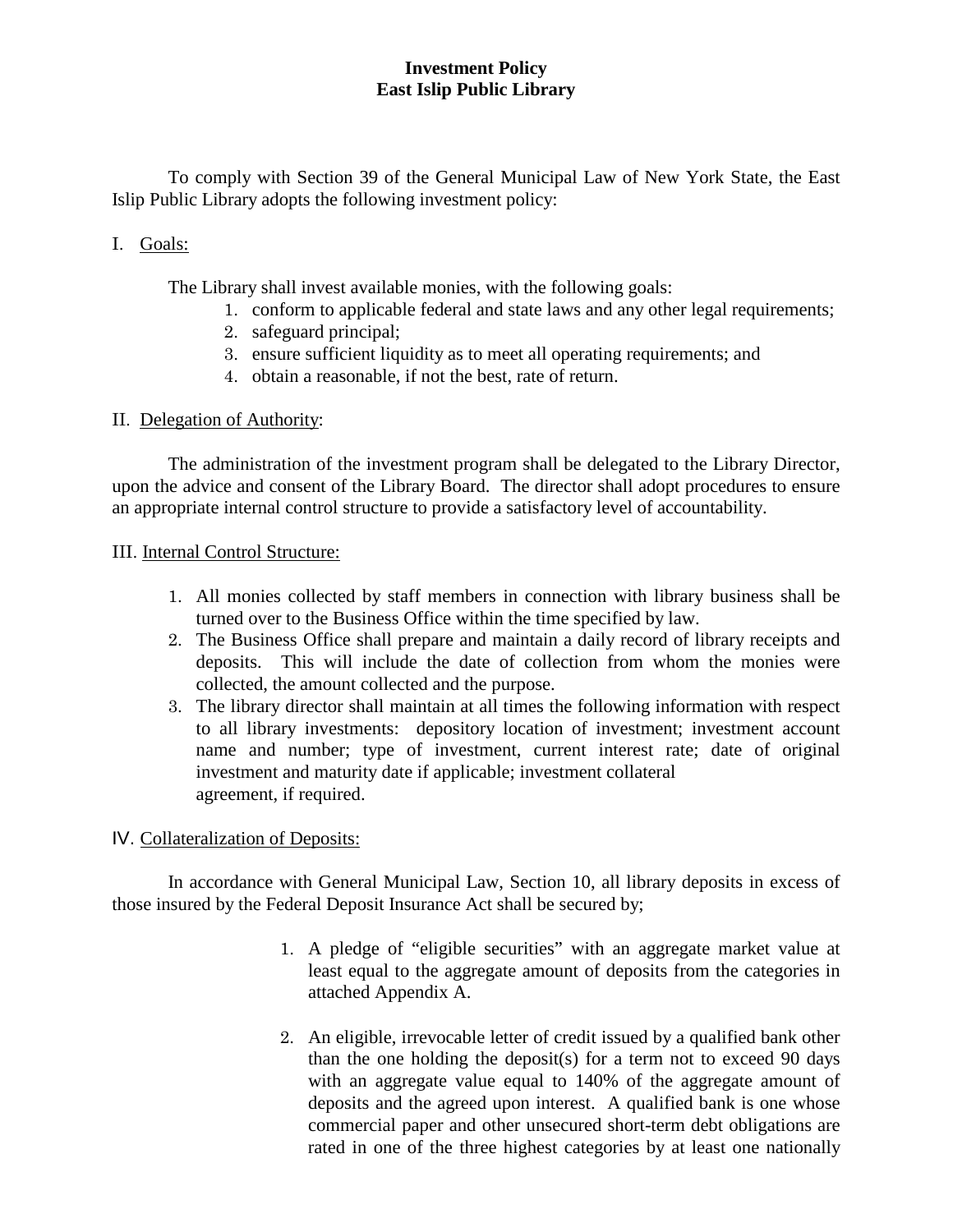# Investment Policy
# East Islip Public Library

To comply with Section 39 of the General Municipal Law of New York State, the East Islip Public Library adopts the following investment policy:

## I. Goals:

The Library shall invest available monies, with the following goals:

1. conform to applicable federal and state laws and any other legal requirements;
2. safeguard principal;
3. ensure sufficient liquidity as to meet all operating requirements; and
4. obtain a reasonable, if not the best, rate of return.

## II. Delegation of Authority:

The administration of the investment program shall be delegated to the Library Director, upon the advice and consent of the Library Board. The director shall adopt procedures to ensure an appropriate internal control structure to provide a satisfactory level of accountability.

## III. Internal Control Structure:

1. All monies collected by staff members in connection with library business shall be turned over to the Business Office within the time specified by law.
2. The Business Office shall prepare and maintain a daily record of library receipts and deposits. This will include the date of collection from whom the monies were collected, the amount collected and the purpose.
3. The library director shall maintain at all times the following information with respect to all library investments: depository location of investment; investment account name and number; type of investment, current interest rate; date of original investment and maturity date if applicable; investment collateral agreement, if required.

## IV. Collateralization of Deposits:

In accordance with General Municipal Law, Section 10, all library deposits in excess of those insured by the Federal Deposit Insurance Act shall be secured by;

1. A pledge of "eligible securities" with an aggregate market value at least equal to the aggregate amount of deposits from the categories in attached Appendix A.
2. An eligible, irrevocable letter of credit issued by a qualified bank other than the one holding the deposit(s) for a term not to exceed 90 days with an aggregate value equal to 140% of the aggregate amount of deposits and the agreed upon interest. A qualified bank is one whose commercial paper and other unsecured short-term debt obligations are rated in one of the three highest categories by at least one nationally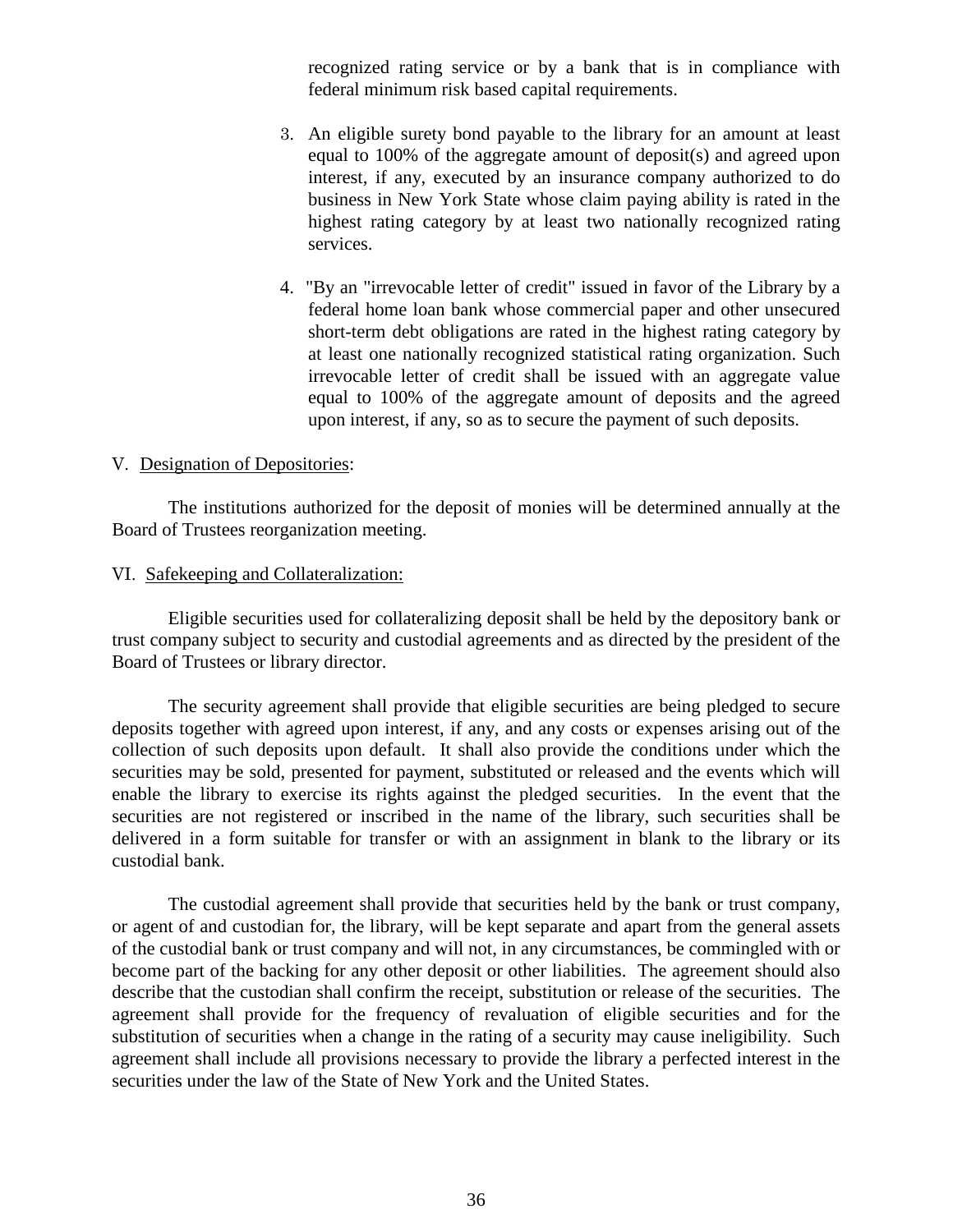recognized rating service or by a bank that is in compliance with federal minimum risk based capital requirements.

3. An eligible surety bond payable to the library for an amount at least equal to 100% of the aggregate amount of deposit(s) and agreed upon interest, if any, executed by an insurance company authorized to do business in New York State whose claim paying ability is rated in the highest rating category by at least two nationally recognized rating services.

4. "By an "irrevocable letter of credit" issued in favor of the Library by a federal home loan bank whose commercial paper and other unsecured short-term debt obligations are rated in the highest rating category by at least one nationally recognized statistical rating organization. Such irrevocable letter of credit shall be issued with an aggregate value equal to 100% of the aggregate amount of deposits and the agreed upon interest, if any, so as to secure the payment of such deposits.

V. <u>Designation of Depositories</u>:

The institutions authorized for the deposit of monies will be determined annually at the Board of Trustees reorganization meeting.

VI. <u>Safekeeping and Collateralization:</u>

Eligible securities used for collateralizing deposit shall be held by the depository bank or trust company subject to security and custodial agreements and as directed by the president of the Board of Trustees or library director.

The security agreement shall provide that eligible securities are being pledged to secure deposits together with agreed upon interest, if any, and any costs or expenses arising out of the collection of such deposits upon default. It shall also provide the conditions under which the securities may be sold, presented for payment, substituted or released and the events which will enable the library to exercise its rights against the pledged securities. In the event that the securities are not registered or inscribed in the name of the library, such securities shall be delivered in a form suitable for transfer or with an assignment in blank to the library or its custodial bank.

The custodial agreement shall provide that securities held by the bank or trust company, or agent of and custodian for, the library, will be kept separate and apart from the general assets of the custodial bank or trust company and will not, in any circumstances, be commingled with or become part of the backing for any other deposit or other liabilities. The agreement should also describe that the custodian shall confirm the receipt, substitution or release of the securities. The agreement shall provide for the frequency of revaluation of eligible securities and for the substitution of securities when a change in the rating of a security may cause ineligibility. Such agreement shall include all provisions necessary to provide the library a perfected interest in the securities under the law of the State of New York and the United States.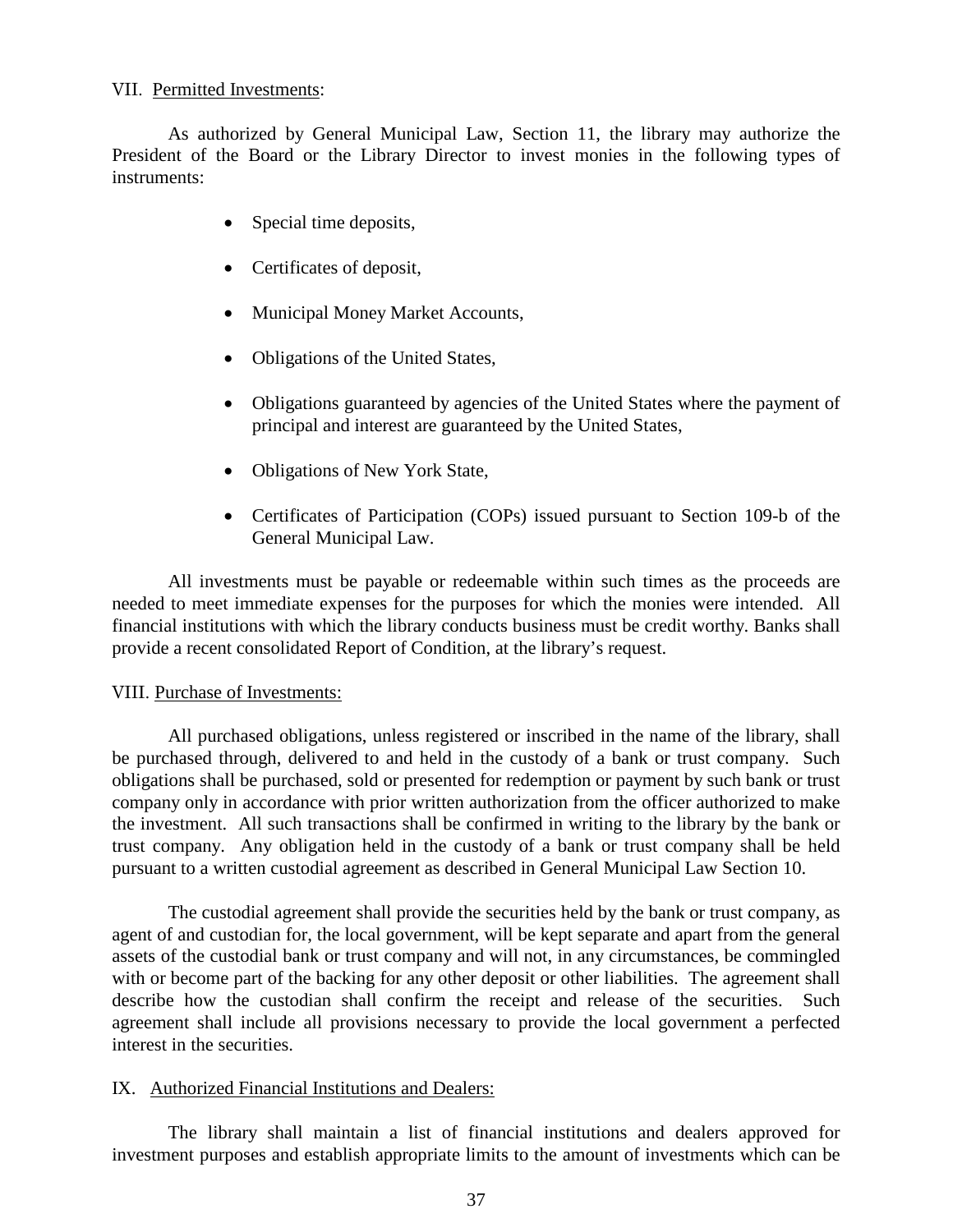VII. <u>Permitted Investments</u>:

As authorized by General Municipal Law, Section 11, the library may authorize the President of the Board or the Library Director to invest monies in the following types of instruments:

- Special time deposits,
- Certificates of deposit,
- Municipal Money Market Accounts,
- Obligations of the United States,
- Obligations guaranteed by agencies of the United States where the payment of principal and interest are guaranteed by the United States,
- Obligations of New York State,
- Certificates of Participation (COPs) issued pursuant to Section 109-b of the General Municipal Law.

All investments must be payable or redeemable within such times as the proceeds are needed to meet immediate expenses for the purposes for which the monies were intended. All financial institutions with which the library conducts business must be credit worthy. Banks shall provide a recent consolidated Report of Condition, at the library's request.

VIII. <u>Purchase of Investments:</u>

All purchased obligations, unless registered or inscribed in the name of the library, shall be purchased through, delivered to and held in the custody of a bank or trust company. Such obligations shall be purchased, sold or presented for redemption or payment by such bank or trust company only in accordance with prior written authorization from the officer authorized to make the investment. All such transactions shall be confirmed in writing to the library by the bank or trust company. Any obligation held in the custody of a bank or trust company shall be held pursuant to a written custodial agreement as described in General Municipal Law Section 10.

The custodial agreement shall provide the securities held by the bank or trust company, as agent of and custodian for, the local government, will be kept separate and apart from the general assets of the custodial bank or trust company and will not, in any circumstances, be commingled with or become part of the backing for any other deposit or other liabilities. The agreement shall describe how the custodian shall confirm the receipt and release of the securities. Such agreement shall include all provisions necessary to provide the local government a perfected interest in the securities.

IX. <u>Authorized Financial Institutions and Dealers:</u>

The library shall maintain a list of financial institutions and dealers approved for investment purposes and establish appropriate limits to the amount of investments which can be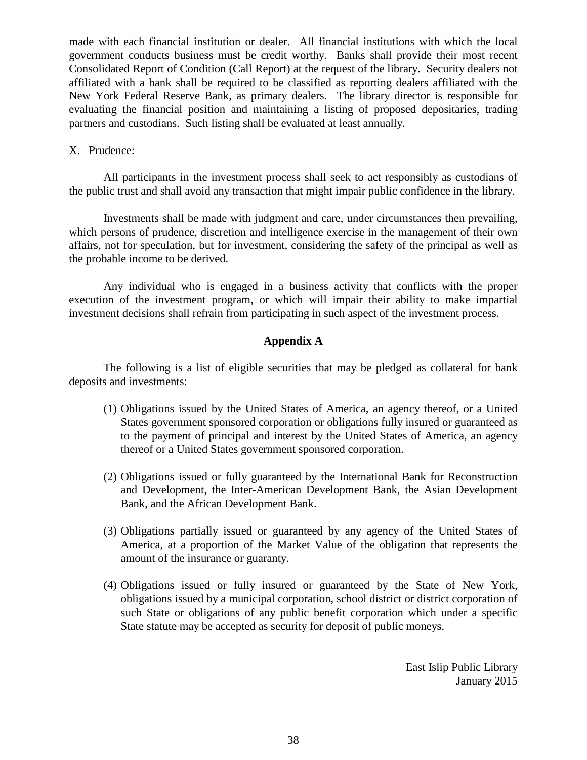made with each financial institution or dealer. All financial institutions with which the local government conducts business must be credit worthy. Banks shall provide their most recent Consolidated Report of Condition (Call Report) at the request of the library. Security dealers not affiliated with a bank shall be required to be classified as reporting dealers affiliated with the New York Federal Reserve Bank, as primary dealers. The library director is responsible for evaluating the financial position and maintaining a listing of proposed depositaries, trading partners and custodians. Such listing shall be evaluated at least annually.

X. Prudence:

All participants in the investment process shall seek to act responsibly as custodians of the public trust and shall avoid any transaction that might impair public confidence in the library.

Investments shall be made with judgment and care, under circumstances then prevailing, which persons of prudence, discretion and intelligence exercise in the management of their own affairs, not for speculation, but for investment, considering the safety of the principal as well as the probable income to be derived.

Any individual who is engaged in a business activity that conflicts with the proper execution of the investment program, or which will impair their ability to make impartial investment decisions shall refrain from participating in such aspect of the investment process.

## Appendix A

The following is a list of eligible securities that may be pledged as collateral for bank deposits and investments:

(1) Obligations issued by the United States of America, an agency thereof, or a United States government sponsored corporation or obligations fully insured or guaranteed as to the payment of principal and interest by the United States of America, an agency thereof or a United States government sponsored corporation.

(2) Obligations issued or fully guaranteed by the International Bank for Reconstruction and Development, the Inter-American Development Bank, the Asian Development Bank, and the African Development Bank.

(3) Obligations partially issued or guaranteed by any agency of the United States of America, at a proportion of the Market Value of the obligation that represents the amount of the insurance or guaranty.

(4) Obligations issued or fully insured or guaranteed by the State of New York, obligations issued by a municipal corporation, school district or district corporation of such State or obligations of any public benefit corporation which under a specific State statute may be accepted as security for deposit of public moneys.

East Islip Public Library
January 2015